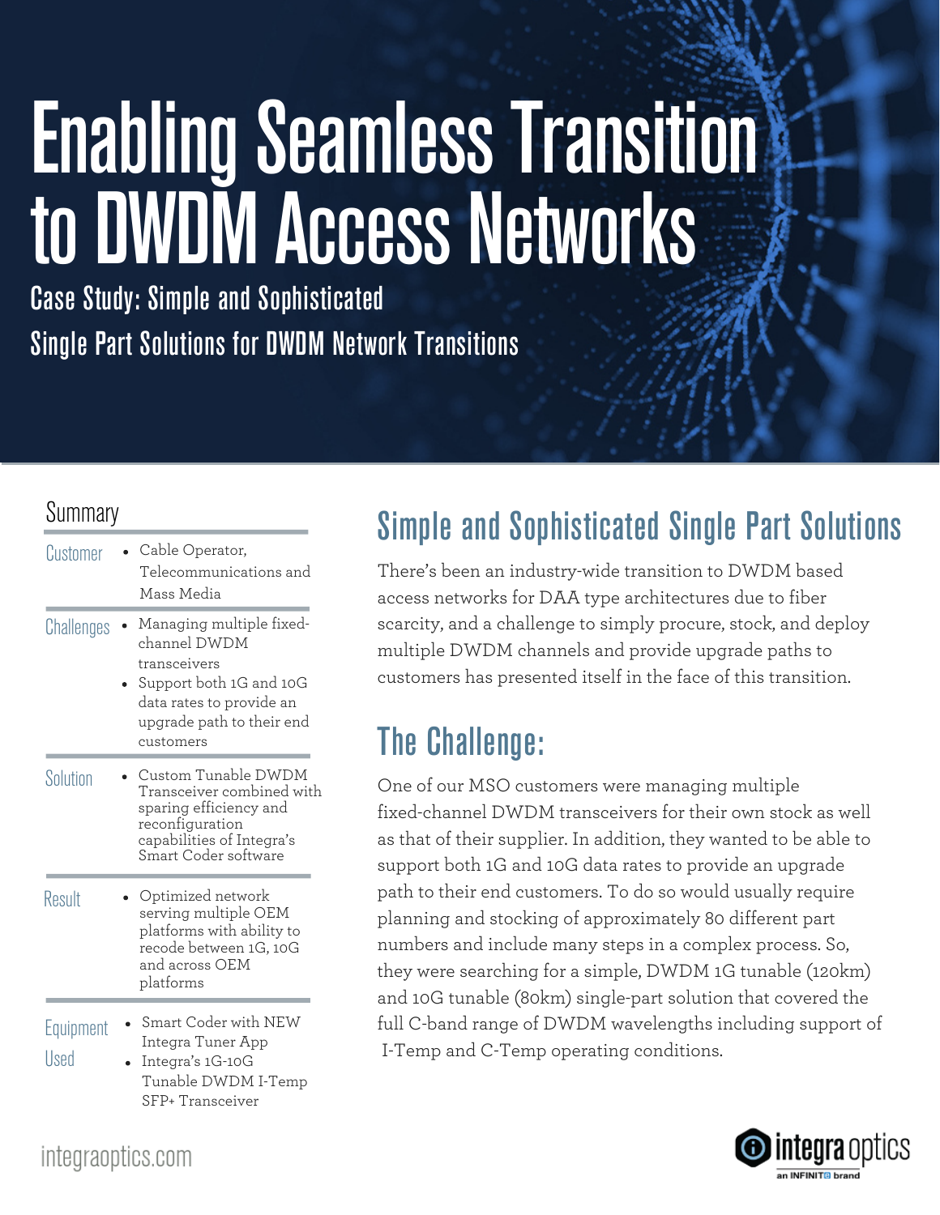# Enabling Seamless Transition to DWDM Access Networks

## Case Study: Simple and Sophisticated Single Part Solutions for DWDM Network Transitions

### Summary

| | |
|---|---|
| Customer | • Cable Operator, Telecommunications and Mass Media |
| Challenges | • Managing multiple fixed-channel DWDM transceivers<br>• Support both 1G and 10G data rates to provide an upgrade path to their end customers |
| Solution | • Custom Tunable DWDM Transceiver combined with sparing efficiency and reconfiguration capabilities of Integra's Smart Coder software |
| Result | • Optimized network serving multiple OEM platforms with ability to recode between 1G, 10G and across OEM platforms |
| Equipment Used | • Smart Coder with NEW Integra Tuner App<br>• Integra's 1G-10G Tunable DWDM I-Temp SFP+ Transceiver |

## Simple and Sophisticated Single Part Solutions

There's been an industry-wide transition to DWDM based access networks for DAA type architectures due to fiber scarcity, and a challenge to simply procure, stock, and deploy multiple DWDM channels and provide upgrade paths to customers has presented itself in the face of this transition.

## The Challenge:

One of our MSO customers were managing multiple fixed-channel DWDM transceivers for their own stock as well as that of their supplier. In addition, they wanted to be able to support both 1G and 10G data rates to provide an upgrade path to their end customers. To do so would usually require planning and stocking of approximately 80 different part numbers and include many steps in a complex process. So, they were searching for a simple, DWDM 1G tunable (120km) and 10G tunable (80km) single-part solution that covered the full C-band range of DWDM wavelengths including support of I-Temp and C-Temp operating conditions.

integraoptics.com

integra optics — an INFINITE brand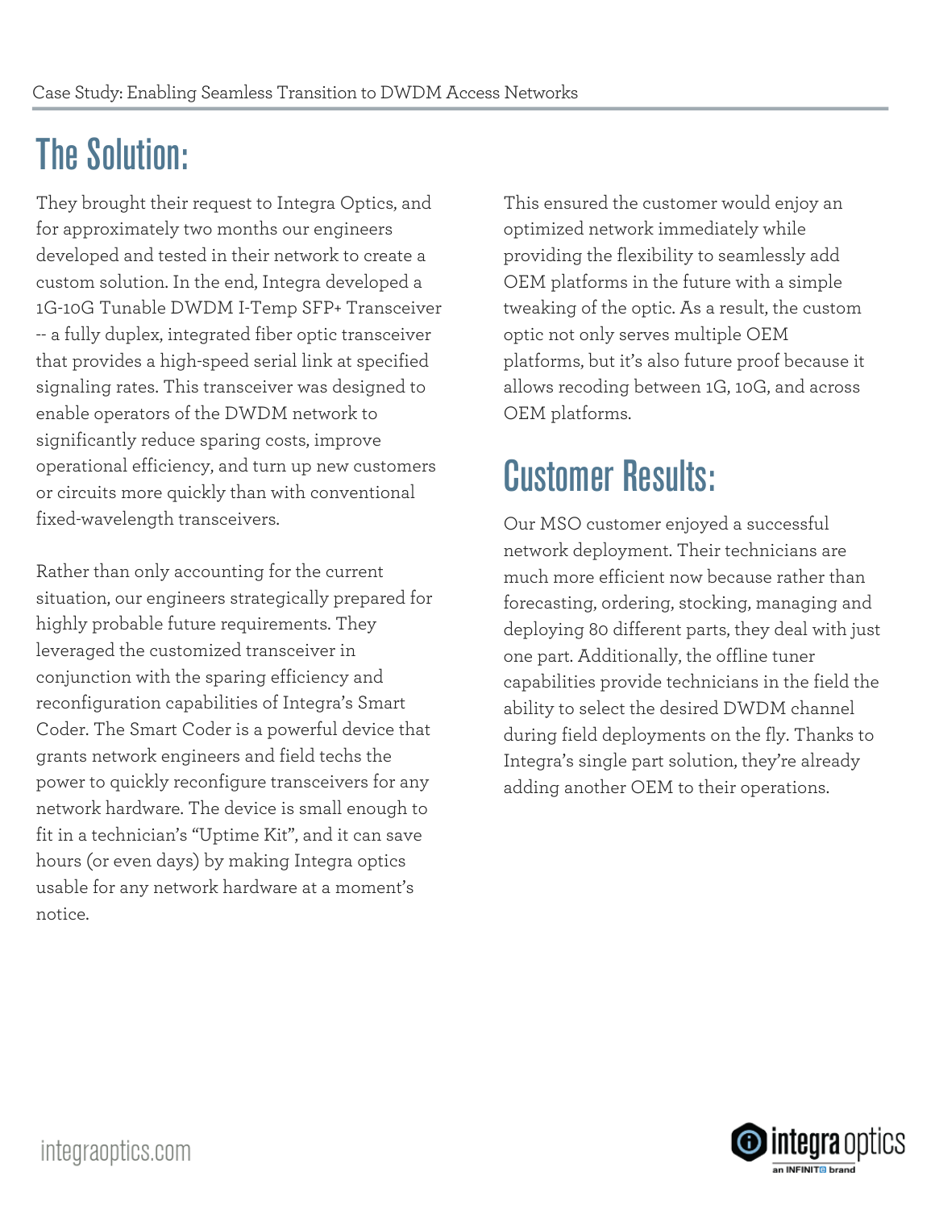# The Solution:

They brought their request to Integra Optics, and for approximately two months our engineers developed and tested in their network to create a custom solution. In the end, Integra developed a 1G-10G Tunable DWDM I-Temp SFP+ Transceiver -- a fully duplex, integrated fiber optic transceiver that provides a high-speed serial link at specified signaling rates. This transceiver was designed to enable operators of the DWDM network to significantly reduce sparing costs, improve operational efficiency, and turn up new customers or circuits more quickly than with conventional fixed-wavelength transceivers.

Rather than only accounting for the current situation, our engineers strategically prepared for highly probable future requirements. They leveraged the customized transceiver in conjunction with the sparing efficiency and reconfiguration capabilities of Integra's Smart Coder. The Smart Coder is a powerful device that grants network engineers and field techs the power to quickly reconfigure transceivers for any network hardware. The device is small enough to fit in a technician's "Uptime Kit", and it can save hours (or even days) by making Integra optics usable for any network hardware at a moment's notice.

This ensured the customer would enjoy an optimized network immediately while providing the flexibility to seamlessly add OEM platforms in the future with a simple tweaking of the optic. As a result, the custom optic not only serves multiple OEM platforms, but it's also future proof because it allows recoding between 1G, 10G, and across OEM platforms.

# Customer Results:

Our MSO customer enjoyed a successful network deployment. Their technicians are much more efficient now because rather than forecasting, ordering, stocking, managing and deploying 80 different parts, they deal with just one part. Additionally, the offline tuner capabilities provide technicians in the field the ability to select the desired DWDM channel during field deployments on the fly. Thanks to Integra's single part solution, they're already adding another OEM to their operations.